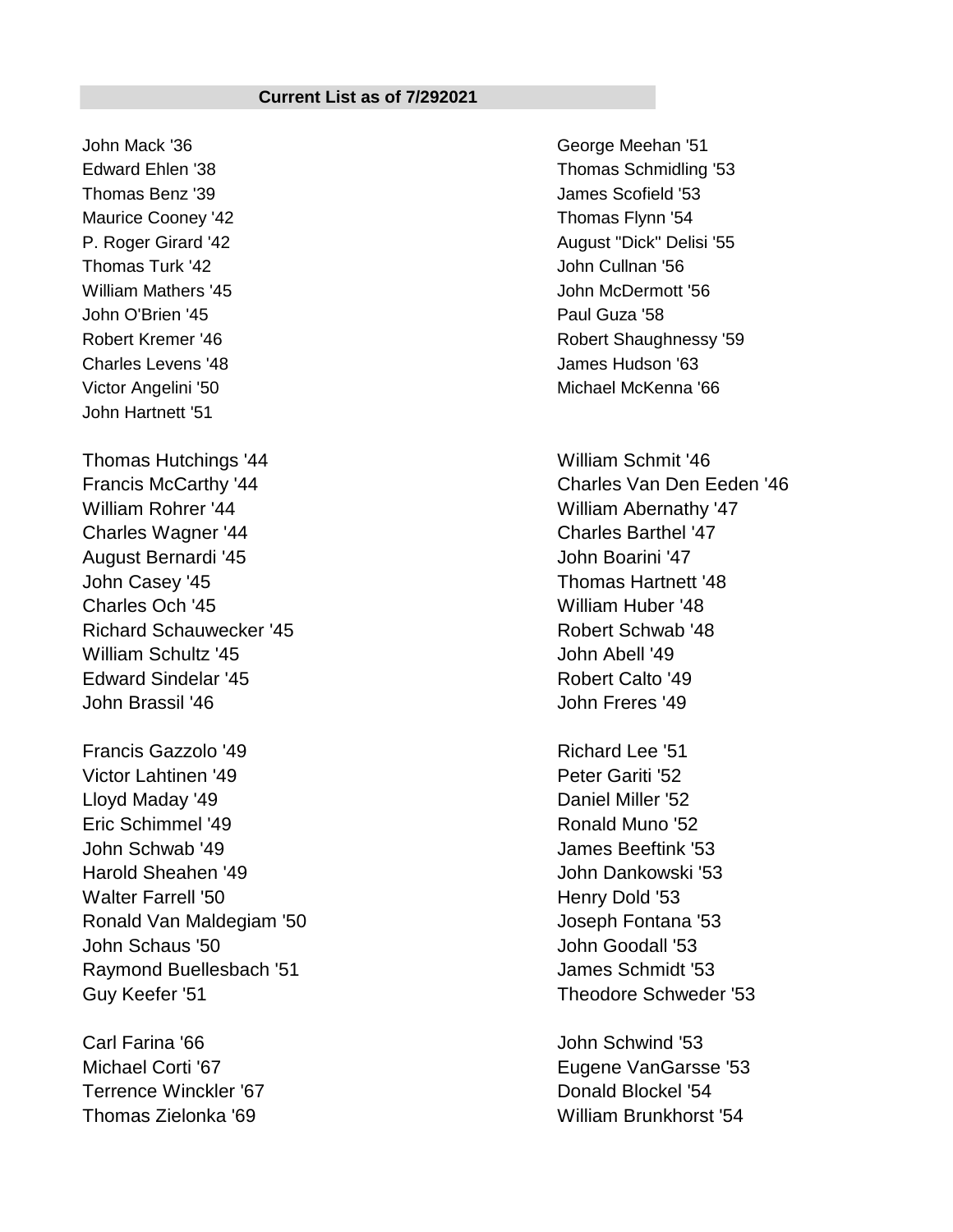**Current List as of 7/292021**

John Mack '36
Edward Ehlen '38
Thomas Benz '39
Maurice Cooney '42
P. Roger Girard '42
Thomas Turk '42
William Mathers '45
John O'Brien '45
Robert Kremer '46
Charles Levens '48
Victor Angelini '50
John Hartnett '51

George Meehan '51
Thomas Schmidling '53
James Scofield '53
Thomas Flynn '54
August "Dick" Delisi '55
John Cullnan '56
John McDermott '56
Paul Guza '58
Robert Shaughnessy '59
James Hudson '63
Michael McKenna '66

Thomas Hutchings '44
Francis McCarthy '44
William Rohrer '44
Charles Wagner '44
August Bernardi '45
John Casey '45
Charles Och '45
Richard Schauwecker '45
William Schultz '45
Edward Sindelar '45
John Brassil '46

William Schmit '46
Charles Van Den Eeden '46
William Abernathy '47
Charles Barthel '47
John Boarini '47
Thomas Hartnett '48
William Huber '48
Robert Schwab '48
John Abell '49
Robert Calto '49
John Freres '49

Francis Gazzolo '49
Victor Lahtinen '49
Lloyd Maday '49
Eric Schimmel '49
John Schwab '49
Harold Sheahen '49
Walter Farrell '50
Ronald Van Maldegiam '50
John Schaus '50
Raymond Buellesbach '51
Guy Keefer '51

Richard Lee '51
Peter Gariti '52
Daniel Miller '52
Ronald Muno '52
James Beeftink '53
John Dankowski '53
Henry Dold '53
Joseph Fontana '53
John Goodall '53
James Schmidt '53
Theodore Schweder '53

Carl Farina '66
Michael Corti '67
Terrence Winckler '67
Thomas Zielonka '69

John Schwind '53
Eugene VanGarsse '53
Donald Blockel '54
William Brunkhorst '54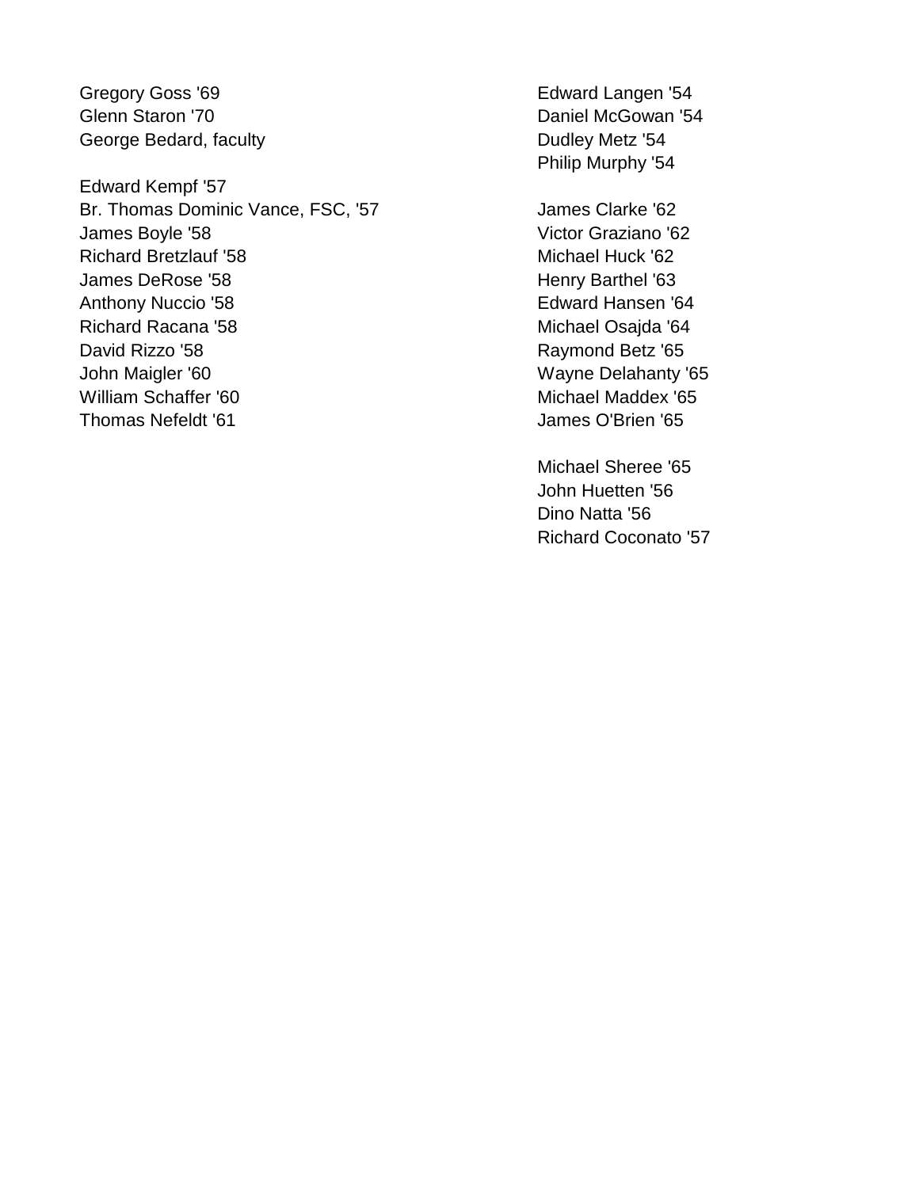Gregory Goss '69
Glenn Staron '70
George Bedard, faculty

Edward Kempf '57
Br. Thomas Dominic Vance, FSC, '57
James Boyle '58
Richard Bretzlauf '58
James DeRose '58
Anthony Nuccio '58
Richard Racana '58
David Rizzo '58
John Maigler '60
William Schaffer '60
Thomas Nefeldt '61

Edward Langen '54
Daniel McGowan '54
Dudley Metz '54
Philip Murphy '54

James Clarke '62
Victor Graziano '62
Michael Huck '62
Henry Barthel '63
Edward Hansen '64
Michael Osajda '64
Raymond Betz '65
Wayne Delahanty '65
Michael Maddex '65
James O'Brien '65

Michael Sheree '65
John Huetten '56
Dino Natta '56
Richard Coconato '57